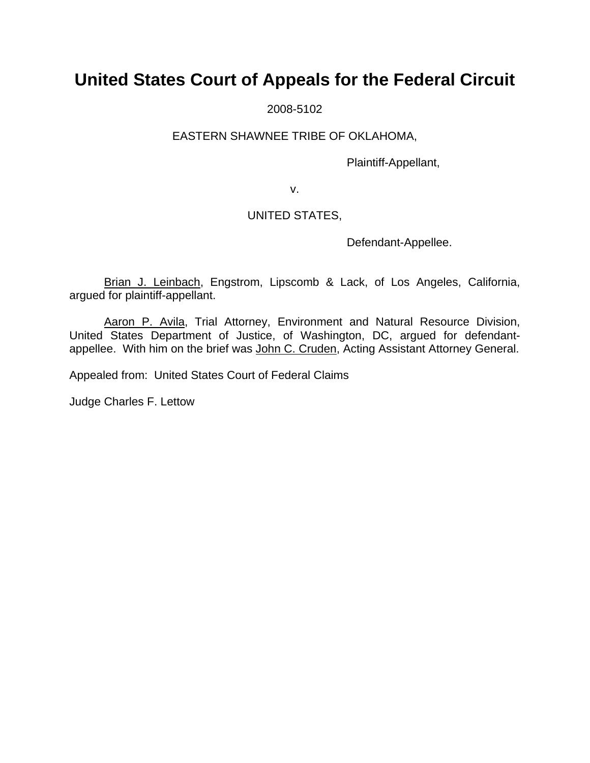# United States Court of Appeals for the Federal Circuit

2008-5102

EASTERN SHAWNEE TRIBE OF OKLAHOMA,

Plaintiff-Appellant,

v.

UNITED STATES,

Defendant-Appellee.

Brian J. Leinbach, Engstrom, Lipscomb & Lack, of Los Angeles, California, argued for plaintiff-appellant.

Aaron P. Avila, Trial Attorney, Environment and Natural Resource Division, United States Department of Justice, of Washington, DC, argued for defendant-appellee. With him on the brief was John C. Cruden, Acting Assistant Attorney General.

Appealed from: United States Court of Federal Claims

Judge Charles F. Lettow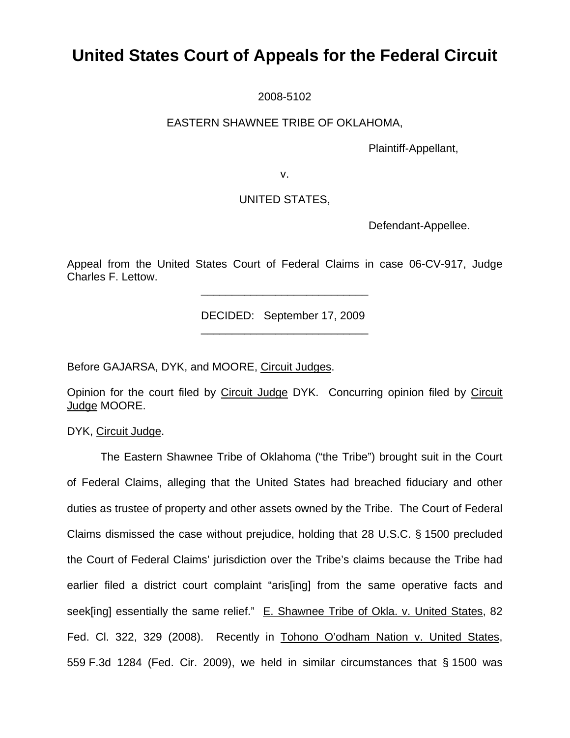# United States Court of Appeals for the Federal Circuit

2008-5102

EASTERN SHAWNEE TRIBE OF OKLAHOMA,

Plaintiff-Appellant,

v.

UNITED STATES,

Defendant-Appellee.

Appeal from the United States Court of Federal Claims in case 06-CV-917, Judge Charles F. Lettow.

---

DECIDED: September 17, 2009

---

Before GAJARSA, DYK, and MOORE, Circuit Judges.

Opinion for the court filed by Circuit Judge DYK. Concurring opinion filed by Circuit Judge MOORE.

DYK, Circuit Judge.

The Eastern Shawnee Tribe of Oklahoma ("the Tribe") brought suit in the Court of Federal Claims, alleging that the United States had breached fiduciary and other duties as trustee of property and other assets owned by the Tribe. The Court of Federal Claims dismissed the case without prejudice, holding that 28 U.S.C. § 1500 precluded the Court of Federal Claims' jurisdiction over the Tribe's claims because the Tribe had earlier filed a district court complaint "aris[ing] from the same operative facts and seek[ing] essentially the same relief." E. Shawnee Tribe of Okla. v. United States, 82 Fed. Cl. 322, 329 (2008). Recently in Tohono O'odham Nation v. United States, 559 F.3d 1284 (Fed. Cir. 2009), we held in similar circumstances that § 1500 was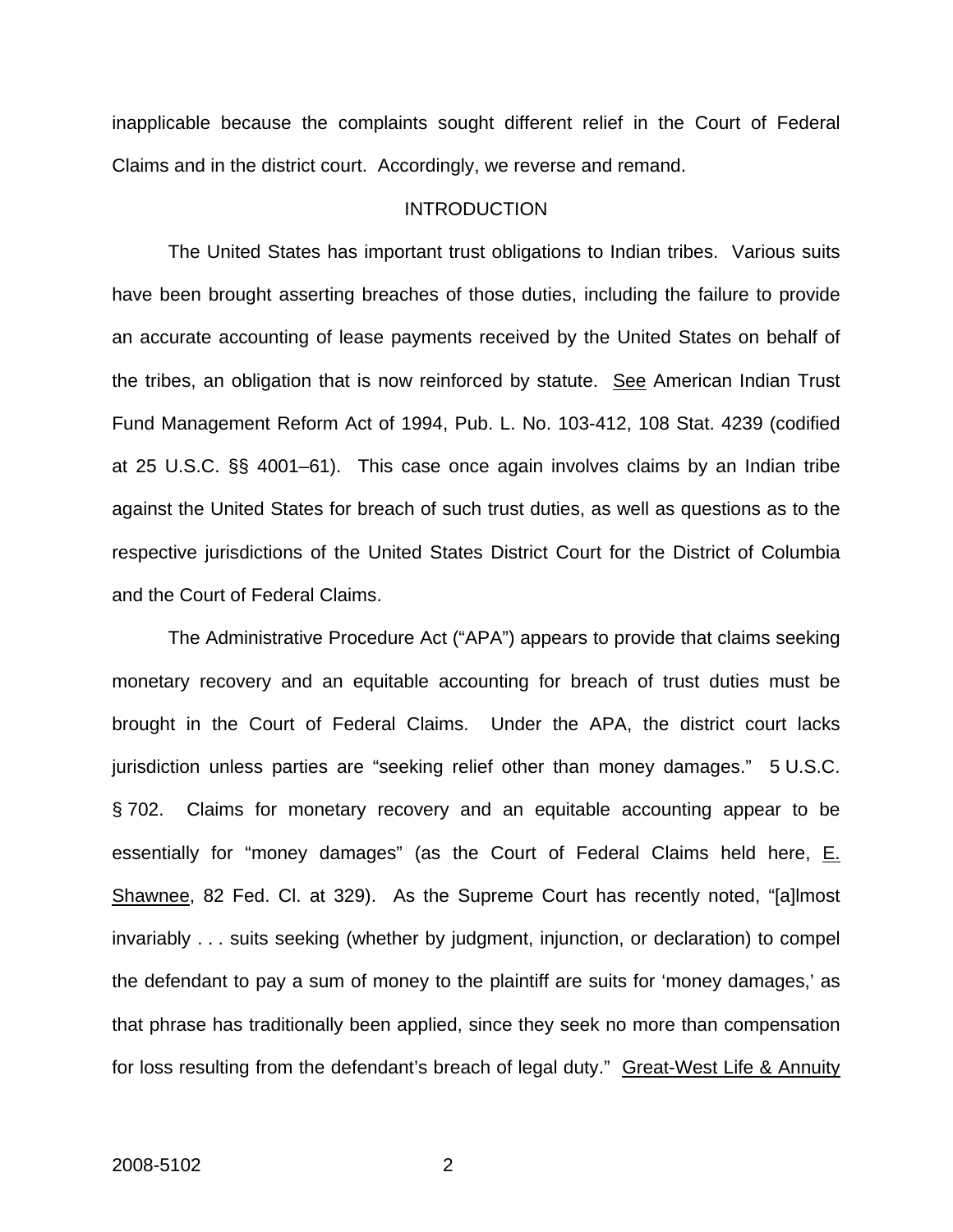inapplicable because the complaints sought different relief in the Court of Federal Claims and in the district court. Accordingly, we reverse and remand.

## INTRODUCTION

The United States has important trust obligations to Indian tribes. Various suits have been brought asserting breaches of those duties, including the failure to provide an accurate accounting of lease payments received by the United States on behalf of the tribes, an obligation that is now reinforced by statute. See American Indian Trust Fund Management Reform Act of 1994, Pub. L. No. 103-412, 108 Stat. 4239 (codified at 25 U.S.C. §§ 4001–61). This case once again involves claims by an Indian tribe against the United States for breach of such trust duties, as well as questions as to the respective jurisdictions of the United States District Court for the District of Columbia and the Court of Federal Claims.

The Administrative Procedure Act ("APA") appears to provide that claims seeking monetary recovery and an equitable accounting for breach of trust duties must be brought in the Court of Federal Claims. Under the APA, the district court lacks jurisdiction unless parties are "seeking relief other than money damages." 5 U.S.C. § 702. Claims for monetary recovery and an equitable accounting appear to be essentially for "money damages" (as the Court of Federal Claims held here, E. Shawnee, 82 Fed. Cl. at 329). As the Supreme Court has recently noted, "[a]lmost invariably . . . suits seeking (whether by judgment, injunction, or declaration) to compel the defendant to pay a sum of money to the plaintiff are suits for 'money damages,' as that phrase has traditionally been applied, since they seek no more than compensation for loss resulting from the defendant's breach of legal duty." Great-West Life & Annuity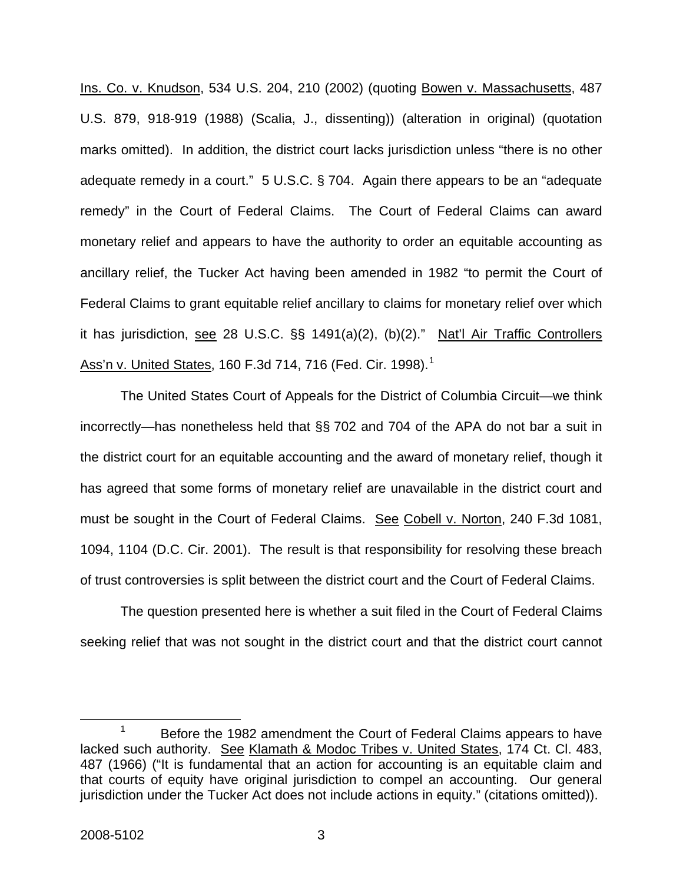Ins. Co. v. Knudson, 534 U.S. 204, 210 (2002) (quoting Bowen v. Massachusetts, 487 U.S. 879, 918-919 (1988) (Scalia, J., dissenting)) (alteration in original) (quotation marks omitted). In addition, the district court lacks jurisdiction unless "there is no other adequate remedy in a court." 5 U.S.C. § 704. Again there appears to be an "adequate remedy" in the Court of Federal Claims. The Court of Federal Claims can award monetary relief and appears to have the authority to order an equitable accounting as ancillary relief, the Tucker Act having been amended in 1982 "to permit the Court of Federal Claims to grant equitable relief ancillary to claims for monetary relief over which it has jurisdiction, see 28 U.S.C. §§ 1491(a)(2), (b)(2)." Nat'l Air Traffic Controllers Ass'n v. United States, 160 F.3d 714, 716 (Fed. Cir. 1998).[1]

The United States Court of Appeals for the District of Columbia Circuit—we think incorrectly—has nonetheless held that §§ 702 and 704 of the APA do not bar a suit in the district court for an equitable accounting and the award of monetary relief, though it has agreed that some forms of monetary relief are unavailable in the district court and must be sought in the Court of Federal Claims. See Cobell v. Norton, 240 F.3d 1081, 1094, 1104 (D.C. Cir. 2001). The result is that responsibility for resolving these breach of trust controversies is split between the district court and the Court of Federal Claims.

The question presented here is whether a suit filed in the Court of Federal Claims seeking relief that was not sought in the district court and that the district court cannot

[1] Before the 1982 amendment the Court of Federal Claims appears to have lacked such authority. See Klamath & Modoc Tribes v. United States, 174 Ct. Cl. 483, 487 (1966) ("It is fundamental that an action for accounting is an equitable claim and that courts of equity have original jurisdiction to compel an accounting. Our general jurisdiction under the Tucker Act does not include actions in equity." (citations omitted)).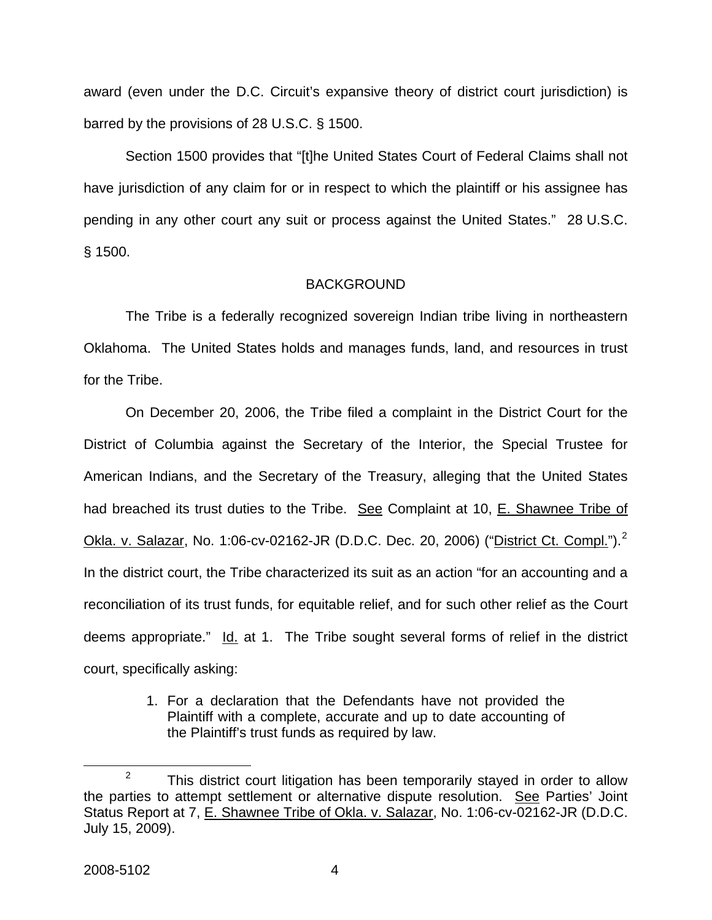award (even under the D.C. Circuit's expansive theory of district court jurisdiction) is barred by the provisions of 28 U.S.C. § 1500.

Section 1500 provides that "[t]he United States Court of Federal Claims shall not have jurisdiction of any claim for or in respect to which the plaintiff or his assignee has pending in any other court any suit or process against the United States." 28 U.S.C. § 1500.

## BACKGROUND

The Tribe is a federally recognized sovereign Indian tribe living in northeastern Oklahoma. The United States holds and manages funds, land, and resources in trust for the Tribe.

On December 20, 2006, the Tribe filed a complaint in the District Court for the District of Columbia against the Secretary of the Interior, the Special Trustee for American Indians, and the Secretary of the Treasury, alleging that the United States had breached its trust duties to the Tribe. See Complaint at 10, E. Shawnee Tribe of Okla. v. Salazar, No. 1:06-cv-02162-JR (D.D.C. Dec. 20, 2006) ("District Ct. Compl.").[2] In the district court, the Tribe characterized its suit as an action "for an accounting and a reconciliation of its trust funds, for equitable relief, and for such other relief as the Court deems appropriate." Id. at 1. The Tribe sought several forms of relief in the district court, specifically asking:

> 1. For a declaration that the Defendants have not provided the Plaintiff with a complete, accurate and up to date accounting of the Plaintiff's trust funds as required by law.

[2] This district court litigation has been temporarily stayed in order to allow the parties to attempt settlement or alternative dispute resolution. See Parties' Joint Status Report at 7, E. Shawnee Tribe of Okla. v. Salazar, No. 1:06-cv-02162-JR (D.D.C. July 15, 2009).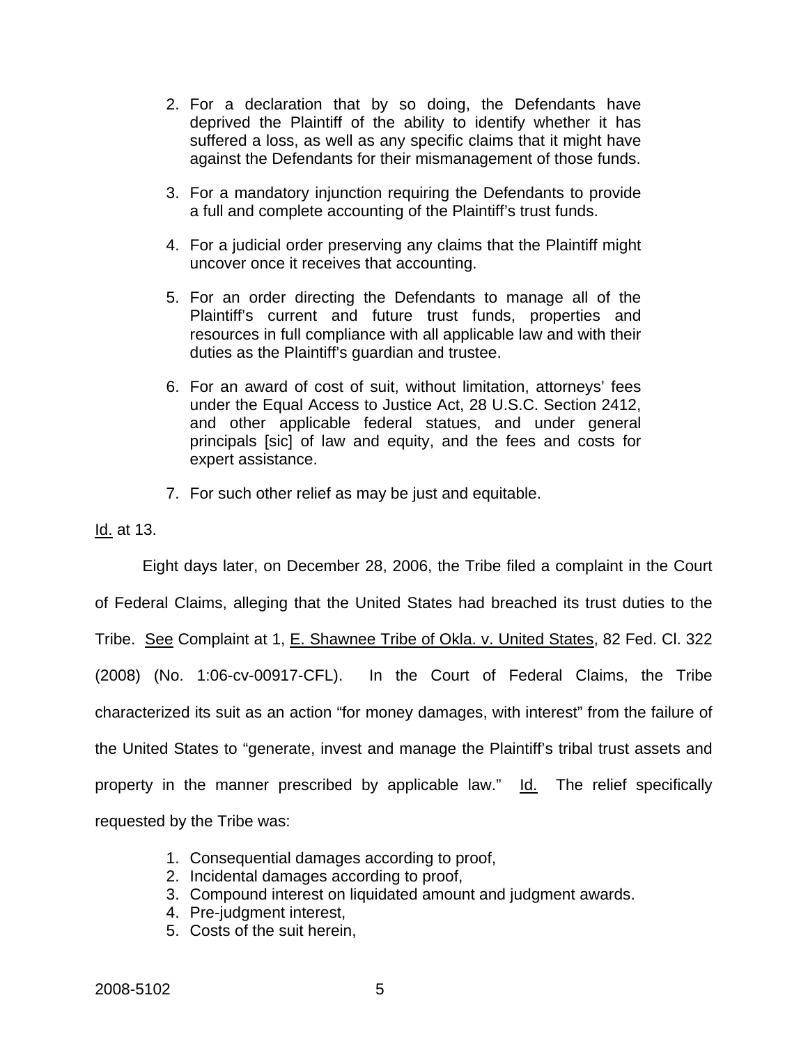2. For a declaration that by so doing, the Defendants have deprived the Plaintiff of the ability to identify whether it has suffered a loss, as well as any specific claims that it might have against the Defendants for their mismanagement of those funds.

3. For a mandatory injunction requiring the Defendants to provide a full and complete accounting of the Plaintiff's trust funds.

4. For a judicial order preserving any claims that the Plaintiff might uncover once it receives that accounting.

5. For an order directing the Defendants to manage all of the Plaintiff's current and future trust funds, properties and resources in full compliance with all applicable law and with their duties as the Plaintiff's guardian and trustee.

6. For an award of cost of suit, without limitation, attorneys' fees under the Equal Access to Justice Act, 28 U.S.C. Section 2412, and other applicable federal statues, and under general principals [sic] of law and equity, and the fees and costs for expert assistance.

7. For such other relief as may be just and equitable.

Id. at 13.

Eight days later, on December 28, 2006, the Tribe filed a complaint in the Court of Federal Claims, alleging that the United States had breached its trust duties to the Tribe. See Complaint at 1, E. Shawnee Tribe of Okla. v. United States, 82 Fed. Cl. 322 (2008) (No. 1:06-cv-00917-CFL). In the Court of Federal Claims, the Tribe characterized its suit as an action "for money damages, with interest" from the failure of the United States to "generate, invest and manage the Plaintiff's tribal trust assets and property in the manner prescribed by applicable law." Id. The relief specifically requested by the Tribe was:

1. Consequential damages according to proof,
2. Incidental damages according to proof,
3. Compound interest on liquidated amount and judgment awards.
4. Pre-judgment interest,
5. Costs of the suit herein,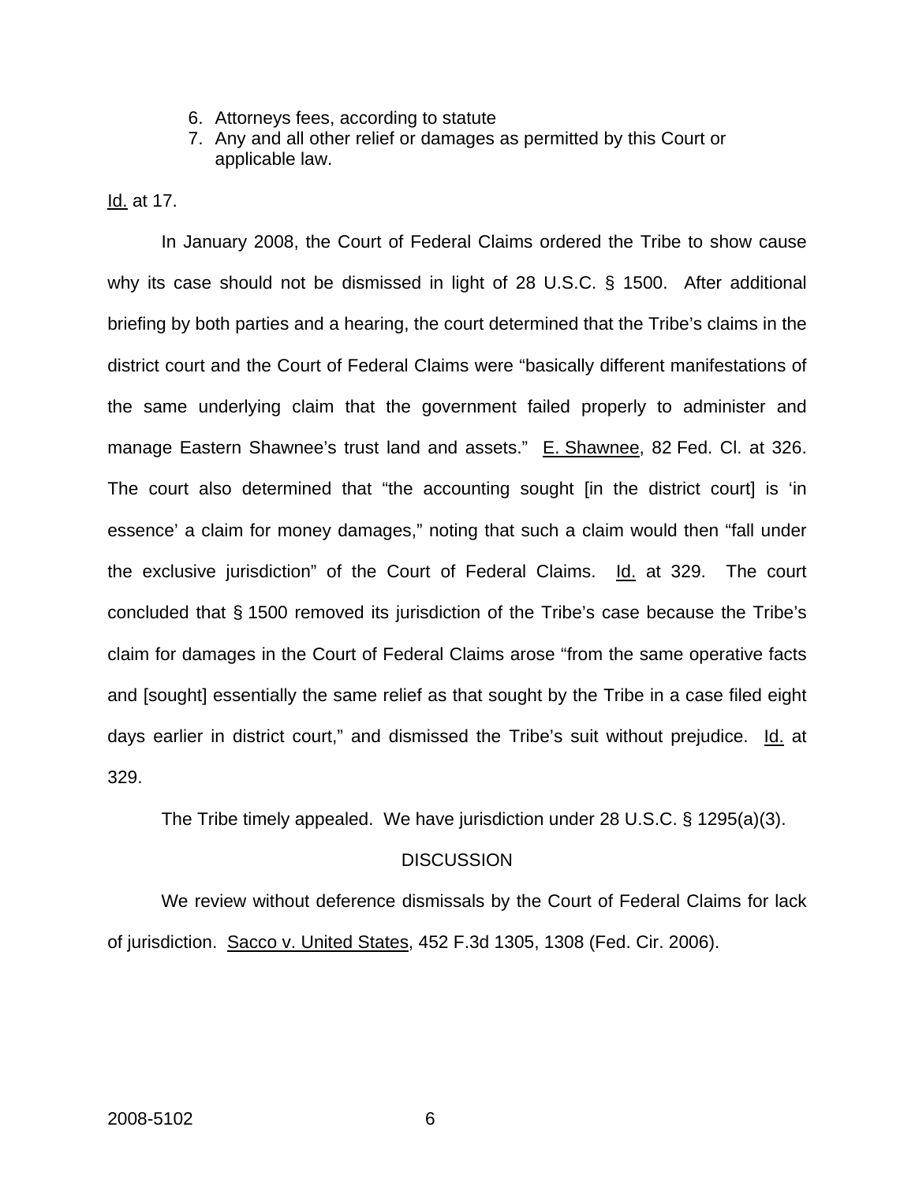6. Attorneys fees, according to statute
7. Any and all other relief or damages as permitted by this Court or applicable law.

Id. at 17.

In January 2008, the Court of Federal Claims ordered the Tribe to show cause why its case should not be dismissed in light of 28 U.S.C. § 1500. After additional briefing by both parties and a hearing, the court determined that the Tribe's claims in the district court and the Court of Federal Claims were "basically different manifestations of the same underlying claim that the government failed properly to administer and manage Eastern Shawnee's trust land and assets." E. Shawnee, 82 Fed. Cl. at 326. The court also determined that "the accounting sought [in the district court] is 'in essence' a claim for money damages," noting that such a claim would then "fall under the exclusive jurisdiction" of the Court of Federal Claims. Id. at 329. The court concluded that § 1500 removed its jurisdiction of the Tribe's case because the Tribe's claim for damages in the Court of Federal Claims arose "from the same operative facts and [sought] essentially the same relief as that sought by the Tribe in a case filed eight days earlier in district court," and dismissed the Tribe's suit without prejudice. Id. at 329.

The Tribe timely appealed. We have jurisdiction under 28 U.S.C. § 1295(a)(3).

## DISCUSSION

We review without deference dismissals by the Court of Federal Claims for lack of jurisdiction. Sacco v. United States, 452 F.3d 1305, 1308 (Fed. Cir. 2006).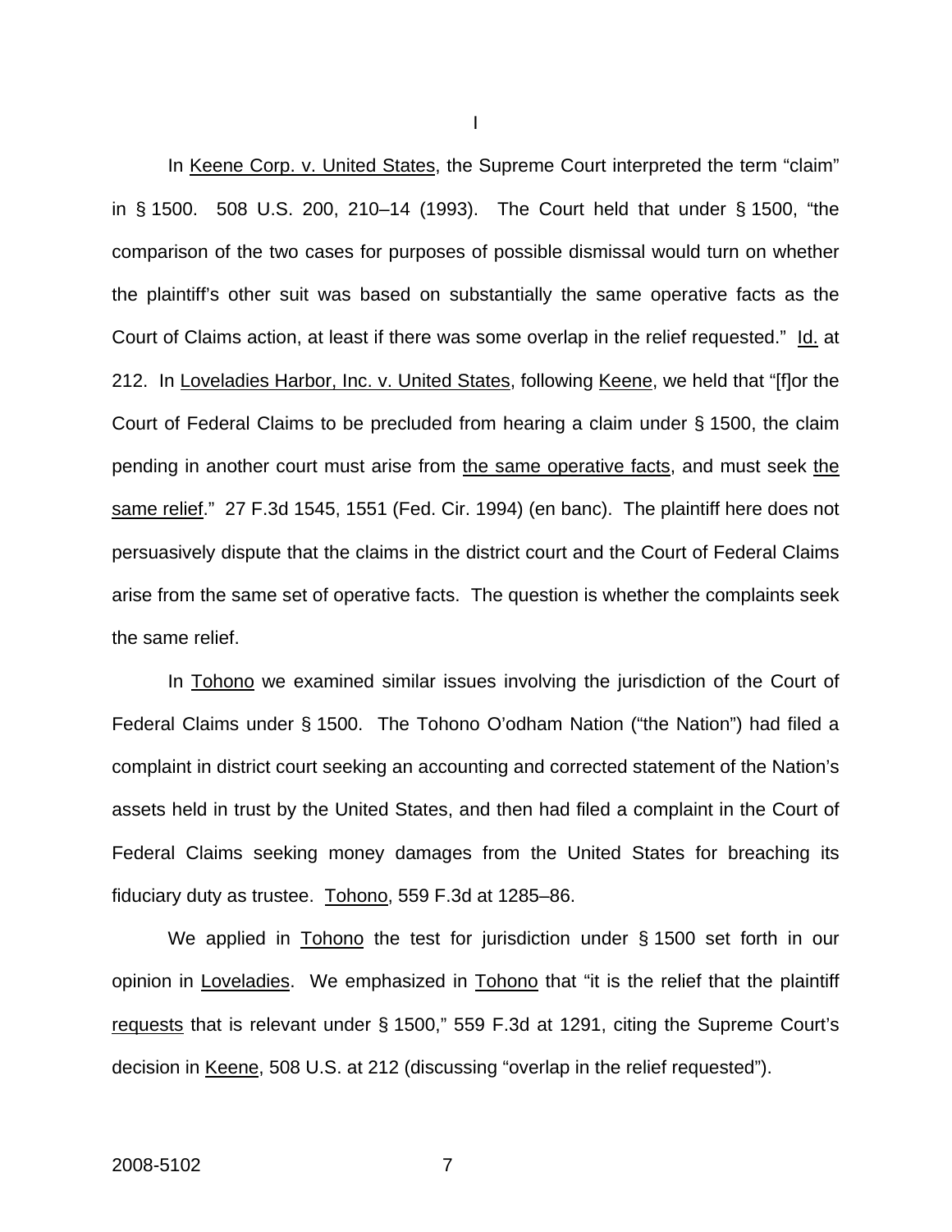I

In Keene Corp. v. United States, the Supreme Court interpreted the term "claim" in § 1500. 508 U.S. 200, 210–14 (1993). The Court held that under § 1500, "the comparison of the two cases for purposes of possible dismissal would turn on whether the plaintiff's other suit was based on substantially the same operative facts as the Court of Claims action, at least if there was some overlap in the relief requested." Id. at 212. In Loveladies Harbor, Inc. v. United States, following Keene, we held that "[f]or the Court of Federal Claims to be precluded from hearing a claim under § 1500, the claim pending in another court must arise from the same operative facts, and must seek the same relief." 27 F.3d 1545, 1551 (Fed. Cir. 1994) (en banc). The plaintiff here does not persuasively dispute that the claims in the district court and the Court of Federal Claims arise from the same set of operative facts. The question is whether the complaints seek the same relief.

In Tohono we examined similar issues involving the jurisdiction of the Court of Federal Claims under § 1500. The Tohono O'odham Nation ("the Nation") had filed a complaint in district court seeking an accounting and corrected statement of the Nation's assets held in trust by the United States, and then had filed a complaint in the Court of Federal Claims seeking money damages from the United States for breaching its fiduciary duty as trustee. Tohono, 559 F.3d at 1285–86.

We applied in Tohono the test for jurisdiction under § 1500 set forth in our opinion in Loveladies. We emphasized in Tohono that "it is the relief that the plaintiff requests that is relevant under § 1500," 559 F.3d at 1291, citing the Supreme Court's decision in Keene, 508 U.S. at 212 (discussing "overlap in the relief requested").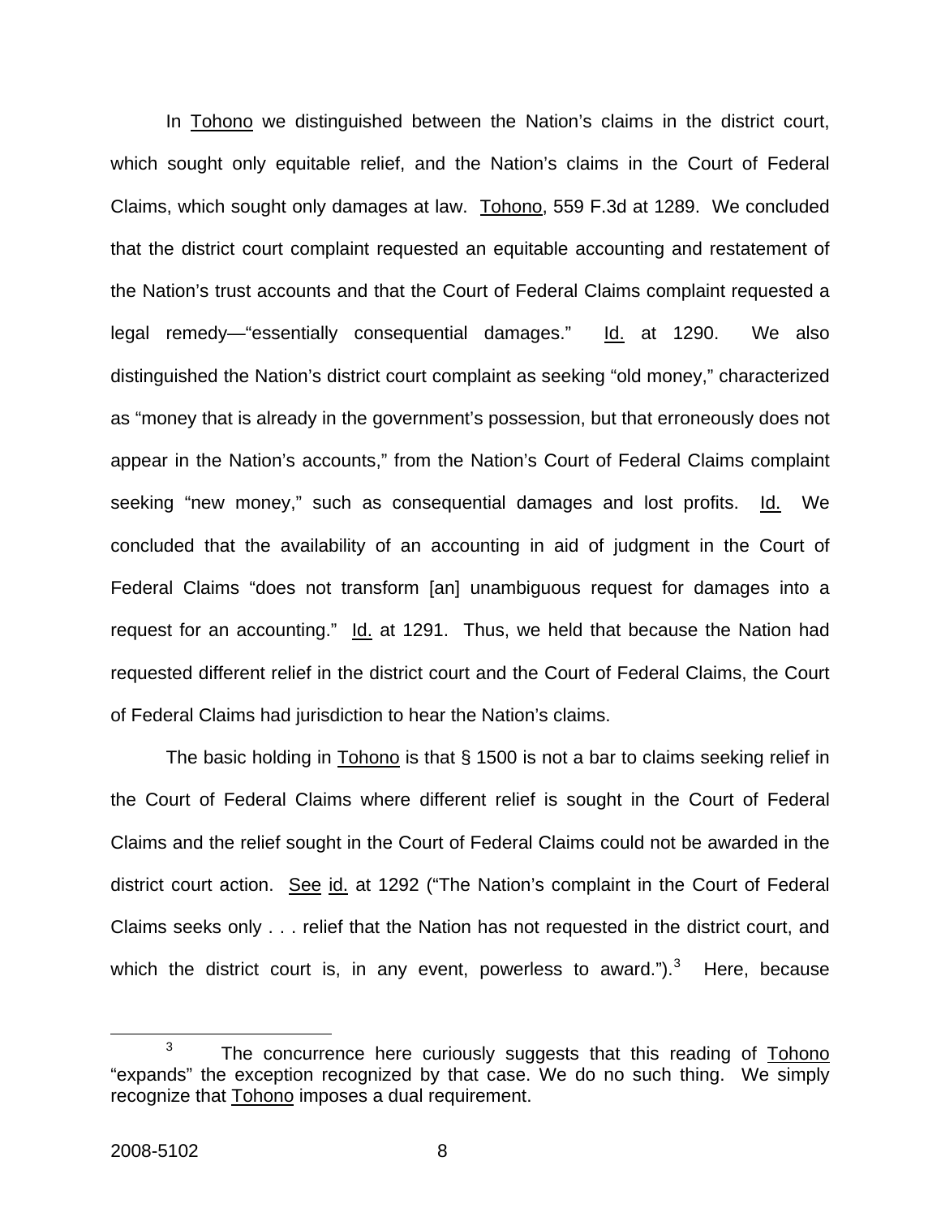In Tohono we distinguished between the Nation's claims in the district court, which sought only equitable relief, and the Nation's claims in the Court of Federal Claims, which sought only damages at law. Tohono, 559 F.3d at 1289. We concluded that the district court complaint requested an equitable accounting and restatement of the Nation's trust accounts and that the Court of Federal Claims complaint requested a legal remedy—"essentially consequential damages." Id. at 1290. We also distinguished the Nation's district court complaint as seeking "old money," characterized as "money that is already in the government's possession, but that erroneously does not appear in the Nation's accounts," from the Nation's Court of Federal Claims complaint seeking "new money," such as consequential damages and lost profits. Id. We concluded that the availability of an accounting in aid of judgment in the Court of Federal Claims "does not transform [an] unambiguous request for damages into a request for an accounting." Id. at 1291. Thus, we held that because the Nation had requested different relief in the district court and the Court of Federal Claims, the Court of Federal Claims had jurisdiction to hear the Nation's claims.

The basic holding in Tohono is that § 1500 is not a bar to claims seeking relief in the Court of Federal Claims where different relief is sought in the Court of Federal Claims and the relief sought in the Court of Federal Claims could not be awarded in the district court action. See id. at 1292 ("The Nation's complaint in the Court of Federal Claims seeks only . . . relief that the Nation has not requested in the district court, and which the district court is, in any event, powerless to award.").[3] Here, because

[3] The concurrence here curiously suggests that this reading of Tohono "expands" the exception recognized by that case. We do no such thing. We simply recognize that Tohono imposes a dual requirement.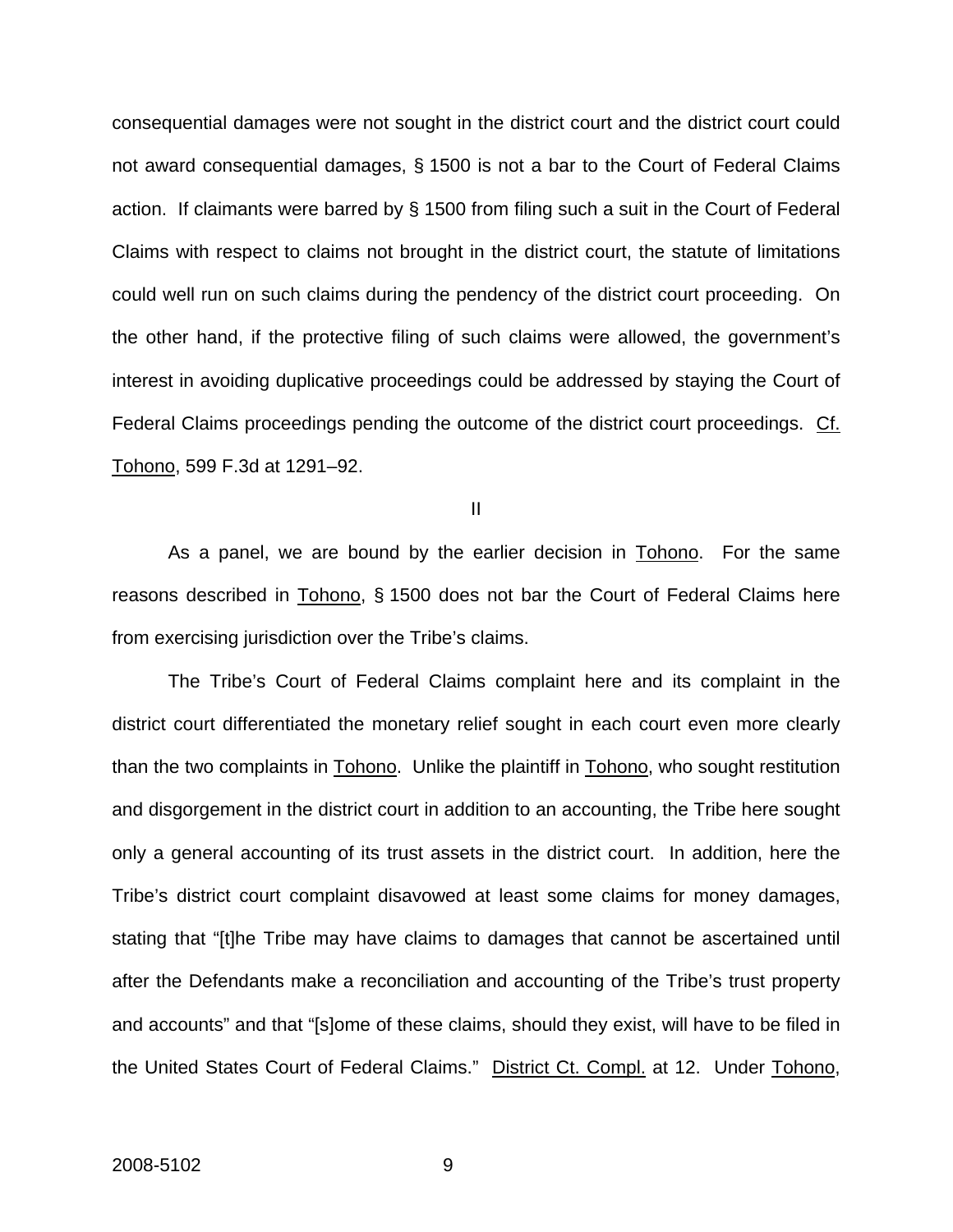consequential damages were not sought in the district court and the district court could not award consequential damages, § 1500 is not a bar to the Court of Federal Claims action. If claimants were barred by § 1500 from filing such a suit in the Court of Federal Claims with respect to claims not brought in the district court, the statute of limitations could well run on such claims during the pendency of the district court proceeding. On the other hand, if the protective filing of such claims were allowed, the government's interest in avoiding duplicative proceedings could be addressed by staying the Court of Federal Claims proceedings pending the outcome of the district court proceedings. Cf. Tohono, 599 F.3d at 1291–92.

## II

As a panel, we are bound by the earlier decision in Tohono. For the same reasons described in Tohono, § 1500 does not bar the Court of Federal Claims here from exercising jurisdiction over the Tribe's claims.

The Tribe's Court of Federal Claims complaint here and its complaint in the district court differentiated the monetary relief sought in each court even more clearly than the two complaints in Tohono. Unlike the plaintiff in Tohono, who sought restitution and disgorgement in the district court in addition to an accounting, the Tribe here sought only a general accounting of its trust assets in the district court. In addition, here the Tribe's district court complaint disavowed at least some claims for money damages, stating that "[t]he Tribe may have claims to damages that cannot be ascertained until after the Defendants make a reconciliation and accounting of the Tribe's trust property and accounts" and that "[s]ome of these claims, should they exist, will have to be filed in the United States Court of Federal Claims." District Ct. Compl. at 12. Under Tohono,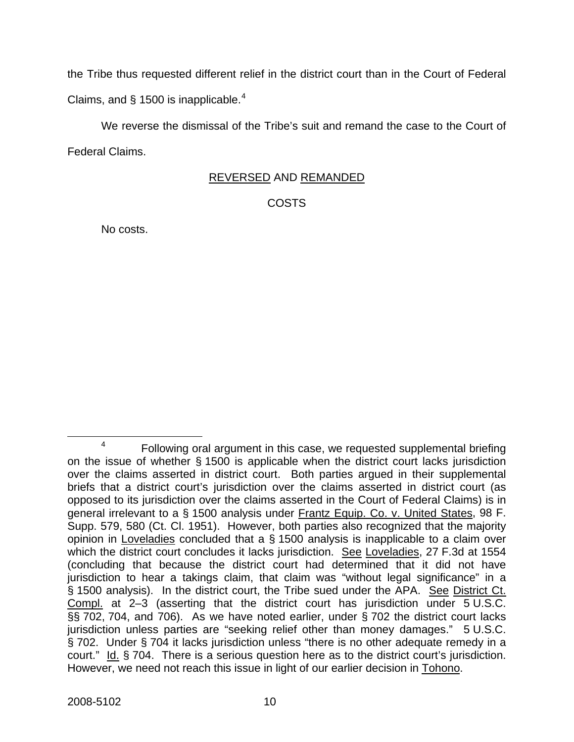the Tribe thus requested different relief in the district court than in the Court of Federal Claims, and § 1500 is inapplicable.[4]

We reverse the dismissal of the Tribe's suit and remand the case to the Court of Federal Claims.

REVERSED AND REMANDED

COSTS

No costs.

---

[4] Following oral argument in this case, we requested supplemental briefing on the issue of whether § 1500 is applicable when the district court lacks jurisdiction over the claims asserted in district court. Both parties argued in their supplemental briefs that a district court's jurisdiction over the claims asserted in district court (as opposed to its jurisdiction over the claims asserted in the Court of Federal Claims) is in general irrelevant to a § 1500 analysis under Frantz Equip. Co. v. United States, 98 F. Supp. 579, 580 (Ct. Cl. 1951). However, both parties also recognized that the majority opinion in Loveladies concluded that a § 1500 analysis is inapplicable to a claim over which the district court concludes it lacks jurisdiction. See Loveladies, 27 F.3d at 1554 (concluding that because the district court had determined that it did not have jurisdiction to hear a takings claim, that claim was "without legal significance" in a § 1500 analysis). In the district court, the Tribe sued under the APA. See District Ct. Compl. at 2–3 (asserting that the district court has jurisdiction under 5 U.S.C. §§ 702, 704, and 706). As we have noted earlier, under § 702 the district court lacks jurisdiction unless parties are "seeking relief other than money damages." 5 U.S.C. § 702. Under § 704 it lacks jurisdiction unless "there is no other adequate remedy in a court." Id. § 704. There is a serious question here as to the district court's jurisdiction. However, we need not reach this issue in light of our earlier decision in Tohono.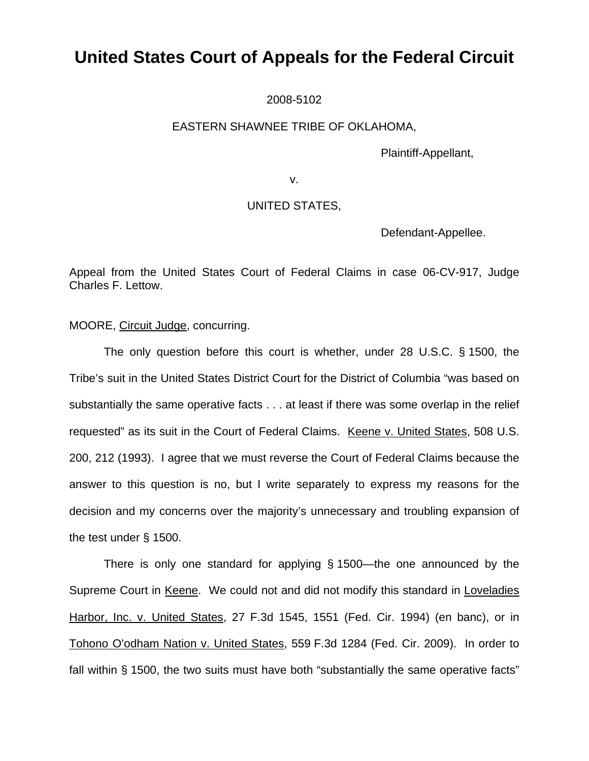# United States Court of Appeals for the Federal Circuit

2008-5102

EASTERN SHAWNEE TRIBE OF OKLAHOMA,

Plaintiff-Appellant,

v.

UNITED STATES,

Defendant-Appellee.

Appeal from the United States Court of Federal Claims in case 06-CV-917, Judge Charles F. Lettow.

MOORE, Circuit Judge, concurring.

The only question before this court is whether, under 28 U.S.C. § 1500, the Tribe's suit in the United States District Court for the District of Columbia "was based on substantially the same operative facts . . . at least if there was some overlap in the relief requested" as its suit in the Court of Federal Claims. Keene v. United States, 508 U.S. 200, 212 (1993). I agree that we must reverse the Court of Federal Claims because the answer to this question is no, but I write separately to express my reasons for the decision and my concerns over the majority's unnecessary and troubling expansion of the test under § 1500.

There is only one standard for applying § 1500—the one announced by the Supreme Court in Keene. We could not and did not modify this standard in Loveladies Harbor, Inc. v. United States, 27 F.3d 1545, 1551 (Fed. Cir. 1994) (en banc), or in Tohono O'odham Nation v. United States, 559 F.3d 1284 (Fed. Cir. 2009). In order to fall within § 1500, the two suits must have both "substantially the same operative facts"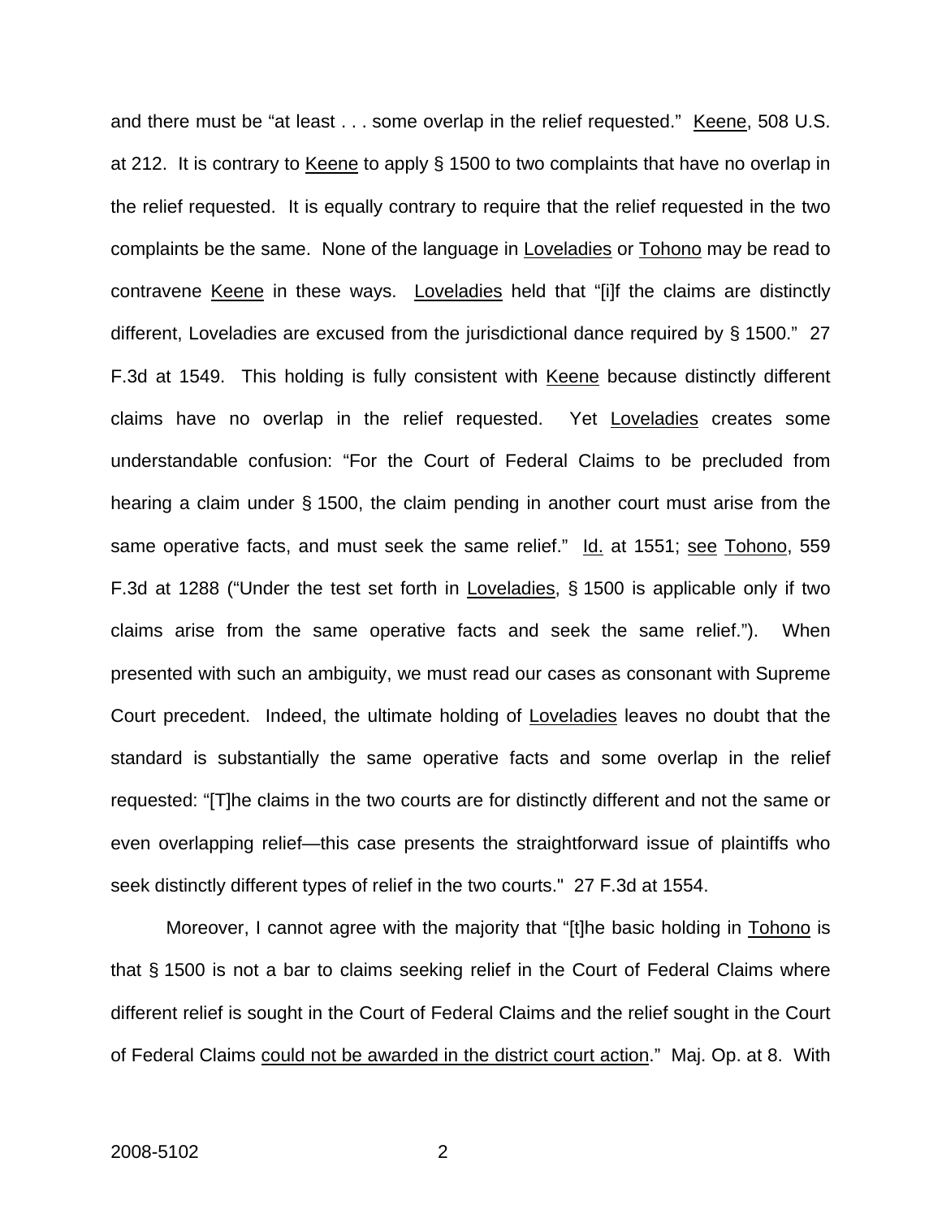and there must be "at least . . . some overlap in the relief requested." Keene, 508 U.S. at 212. It is contrary to Keene to apply § 1500 to two complaints that have no overlap in the relief requested. It is equally contrary to require that the relief requested in the two complaints be the same. None of the language in Loveladies or Tohono may be read to contravene Keene in these ways. Loveladies held that "[i]f the claims are distinctly different, Loveladies are excused from the jurisdictional dance required by § 1500." 27 F.3d at 1549. This holding is fully consistent with Keene because distinctly different claims have no overlap in the relief requested. Yet Loveladies creates some understandable confusion: "For the Court of Federal Claims to be precluded from hearing a claim under § 1500, the claim pending in another court must arise from the same operative facts, and must seek the same relief." Id. at 1551; see Tohono, 559 F.3d at 1288 ("Under the test set forth in Loveladies, § 1500 is applicable only if two claims arise from the same operative facts and seek the same relief."). When presented with such an ambiguity, we must read our cases as consonant with Supreme Court precedent. Indeed, the ultimate holding of Loveladies leaves no doubt that the standard is substantially the same operative facts and some overlap in the relief requested: "[T]he claims in the two courts are for distinctly different and not the same or even overlapping relief—this case presents the straightforward issue of plaintiffs who seek distinctly different types of relief in the two courts." 27 F.3d at 1554.

Moreover, I cannot agree with the majority that "[t]he basic holding in Tohono is that § 1500 is not a bar to claims seeking relief in the Court of Federal Claims where different relief is sought in the Court of Federal Claims and the relief sought in the Court of Federal Claims could not be awarded in the district court action." Maj. Op. at 8. With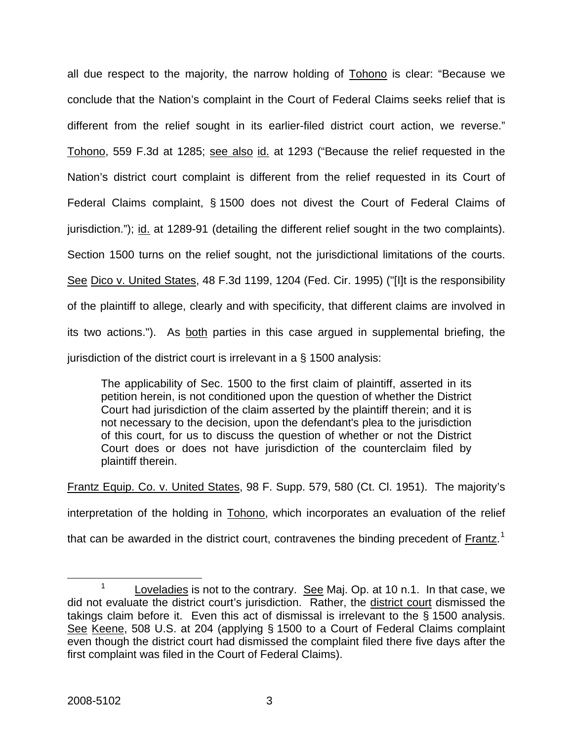all due respect to the majority, the narrow holding of Tohono is clear: "Because we conclude that the Nation's complaint in the Court of Federal Claims seeks relief that is different from the relief sought in its earlier-filed district court action, we reverse." Tohono, 559 F.3d at 1285; see also id. at 1293 ("Because the relief requested in the Nation's district court complaint is different from the relief requested in its Court of Federal Claims complaint, § 1500 does not divest the Court of Federal Claims of jurisdiction."); id. at 1289-91 (detailing the different relief sought in the two complaints). Section 1500 turns on the relief sought, not the jurisdictional limitations of the courts. See Dico v. United States, 48 F.3d 1199, 1204 (Fed. Cir. 1995) ("[I]t is the responsibility of the plaintiff to allege, clearly and with specificity, that different claims are involved in its two actions."). As both parties in this case argued in supplemental briefing, the jurisdiction of the district court is irrelevant in a § 1500 analysis:

> The applicability of Sec. 1500 to the first claim of plaintiff, asserted in its petition herein, is not conditioned upon the question of whether the District Court had jurisdiction of the claim asserted by the plaintiff therein; and it is not necessary to the decision, upon the defendant's plea to the jurisdiction of this court, for us to discuss the question of whether or not the District Court does or does not have jurisdiction of the counterclaim filed by plaintiff therein.

Frantz Equip. Co. v. United States, 98 F. Supp. 579, 580 (Ct. Cl. 1951). The majority's interpretation of the holding in Tohono, which incorporates an evaluation of the relief that can be awarded in the district court, contravenes the binding precedent of Frantz.[1]

[1] Loveladies is not to the contrary. See Maj. Op. at 10 n.1. In that case, we did not evaluate the district court's jurisdiction. Rather, the district court dismissed the takings claim before it. Even this act of dismissal is irrelevant to the § 1500 analysis. See Keene, 508 U.S. at 204 (applying § 1500 to a Court of Federal Claims complaint even though the district court had dismissed the complaint filed there five days after the first complaint was filed in the Court of Federal Claims).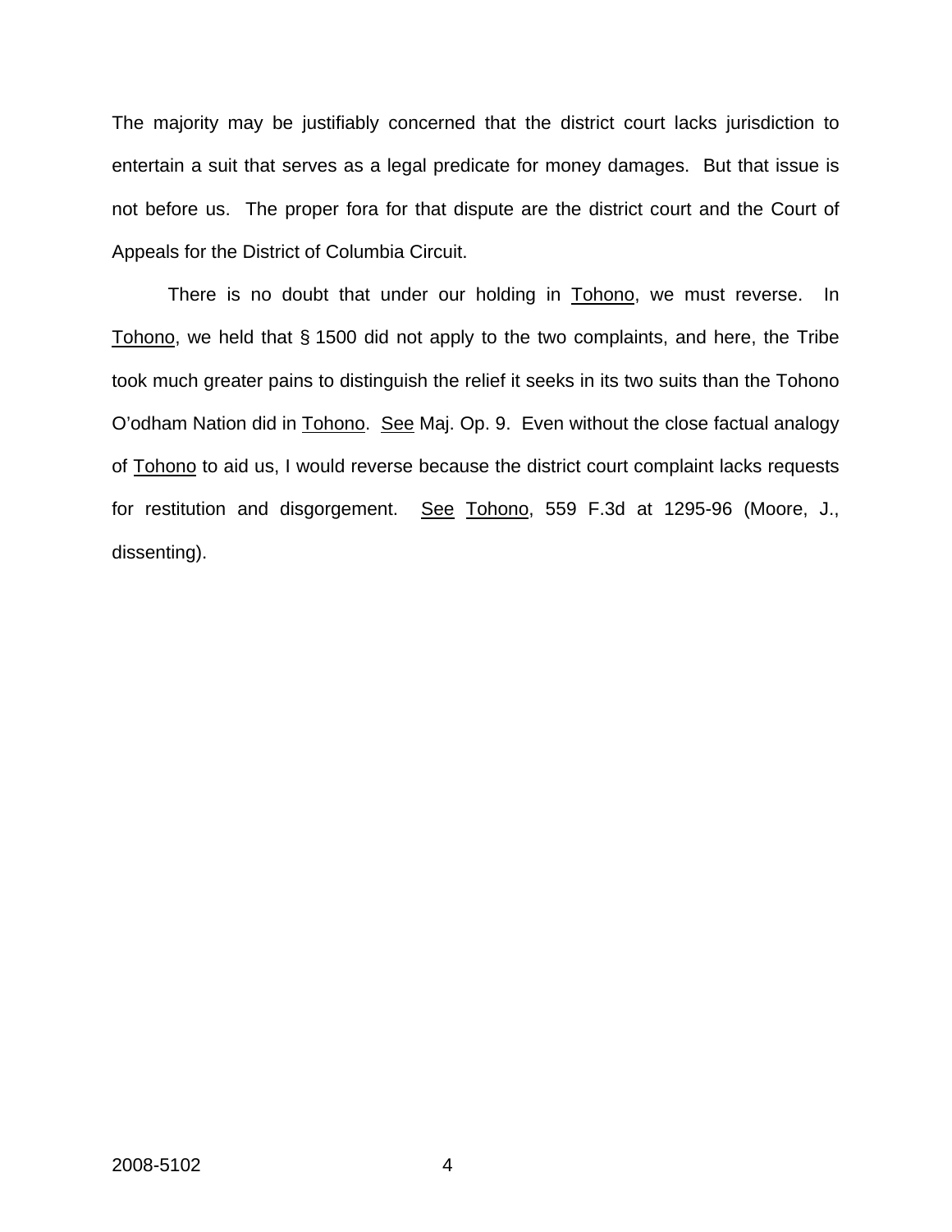The majority may be justifiably concerned that the district court lacks jurisdiction to entertain a suit that serves as a legal predicate for money damages. But that issue is not before us. The proper fora for that dispute are the district court and the Court of Appeals for the District of Columbia Circuit.

There is no doubt that under our holding in Tohono, we must reverse. In Tohono, we held that § 1500 did not apply to the two complaints, and here, the Tribe took much greater pains to distinguish the relief it seeks in its two suits than the Tohono O'odham Nation did in Tohono. See Maj. Op. 9. Even without the close factual analogy of Tohono to aid us, I would reverse because the district court complaint lacks requests for restitution and disgorgement. See Tohono, 559 F.3d at 1295-96 (Moore, J., dissenting).